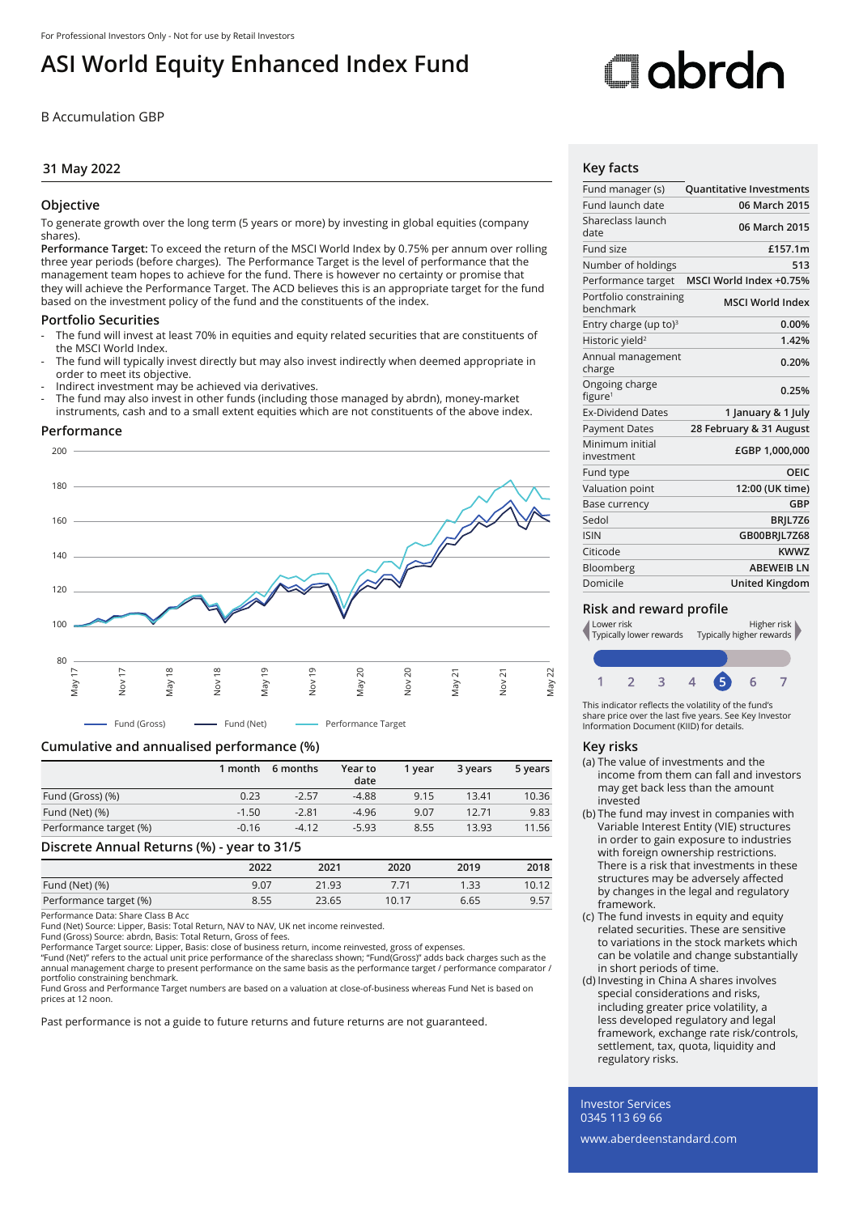For Professional Investors Only - Not for use by Retail Investors

# ASI World Equity Enhanced Index Fund

B Accumulation GBP

31 May 2022

## Objective

To generate growth over the long term (5 years or more) by investing in global equities (company shares).

**Performance Target:** To exceed the return of the MSCI World Index by 0.75% per annum over rolling three year periods (before charges). The Performance Target is the level of performance that the management team hopes to achieve for the fund. There is however no certainty or promise that they will achieve the Performance Target. The ACD believes this is an appropriate target for the fund based on the investment policy of the fund and the constituents of the index.

## Portfolio Securities

- The fund will invest at least 70% in equities and equity related securities that are constituents of the MSCI World Index.
- The fund will typically invest directly but may also invest indirectly when deemed appropriate in order to meet its objective.
- Indirect investment may be achieved via derivatives.
- The fund may also invest in other funds (including those managed by abrdn), money-market instruments, cash and to a small extent equities which are not constituents of the above index.

## Performance

Fund (Gross) — Fund (Net) — Performance Target

## Cumulative and annualised performance (%)

| | 1 month | 6 months | Year to date | 1 year | 3 years | 5 years |
|---|---|---|---|---|---|---|
| Fund (Gross) (%) | 0.23 | -2.57 | -4.88 | 9.15 | 13.41 | 10.36 |
| Fund (Net) (%) | -1.50 | -2.81 | -4.96 | 9.07 | 12.71 | 9.83 |
| Performance target (%) | -0.16 | -4.12 | -5.93 | 8.55 | 13.93 | 11.56 |

## Discrete Annual Returns (%) - year to 31/5

| | 2022 | 2021 | 2020 | 2019 | 2018 |
|---|---|---|---|---|---|
| Fund (Net) (%) | 9.07 | 21.93 | 7.71 | 1.33 | 10.12 |
| Performance target (%) | 8.55 | 23.65 | 10.17 | 6.65 | 9.57 |

Performance Data: Share Class B Acc
Fund (Net) Source: Lipper, Basis: Total Return, NAV to NAV, UK net income reinvested.
Fund (Gross) Source: abrdn, Basis: Total Return, Gross of fees.
Performance Target source: Lipper, Basis: close of business return, income reinvested, gross of expenses.
"Fund (Net)" refers to the actual unit price performance of the shareclass shown; "Fund(Gross)" adds back charges such as the annual management charge to present performance on the same basis as the performance target / performance comparator / portfolio constraining benchmark.
Fund Gross and Performance Target numbers are based on a valuation at close-of-business whereas Fund Net is based on prices at 12 noon.

Past performance is not a guide to future returns and future returns are not guaranteed.

## Key facts

| | |
|---|---|
| Fund manager (s) | Quantitative Investments |
| Fund launch date | 06 March 2015 |
| Shareclass launch date | 06 March 2015 |
| Fund size | £157.1m |
| Number of holdings | 513 |
| Performance target | MSCI World Index +0.75% |
| Portfolio constraining benchmark | MSCI World Index |
| Entry charge (up to)[3] | 0.00% |
| Historic yield[2] | 1.42% |
| Annual management charge | 0.20% |
| Ongoing charge figure[1] | 0.25% |
| Ex-Dividend Dates | 1 January & 1 July |
| Payment Dates | 28 February & 31 August |
| Minimum initial investment | £GBP 1,000,000 |
| Fund type | OEIC |
| Valuation point | 12:00 (UK time) |
| Base currency | GBP |
| Sedol | BRJL7Z6 |
| ISIN | GB00BRJL7Z68 |
| Citicode | KWWZ |
| Bloomberg | ABEWEIB LN |
| Domicile | United Kingdom |

## Risk and reward profile

Lower risk — Typically lower rewards | Higher risk — Typically higher rewards

1 2 3 4 **5** 6 7

This indicator reflects the volatility of the fund's share price over the last five years. See Key Investor Information Document (KIID) for details.

## Key risks

(a) The value of investments and the income from them can fall and investors may get back less than the amount invested

(b) The fund may invest in companies with Variable Interest Entity (VIE) structures in order to gain exposure to industries with foreign ownership restrictions. There is a risk that investments in these structures may be adversely affected by changes in the legal and regulatory framework.

(c) The fund invests in equity and equity related securities. These are sensitive to variations in the stock markets which can be volatile and change substantially in short periods of time.

(d) Investing in China A shares involves special considerations and risks, including greater price volatility, a less developed regulatory and legal framework, exchange rate risk/controls, settlement, tax, quota, liquidity and regulatory risks.

Investor Services
0345 113 69 66

www.aberdeenstandard.com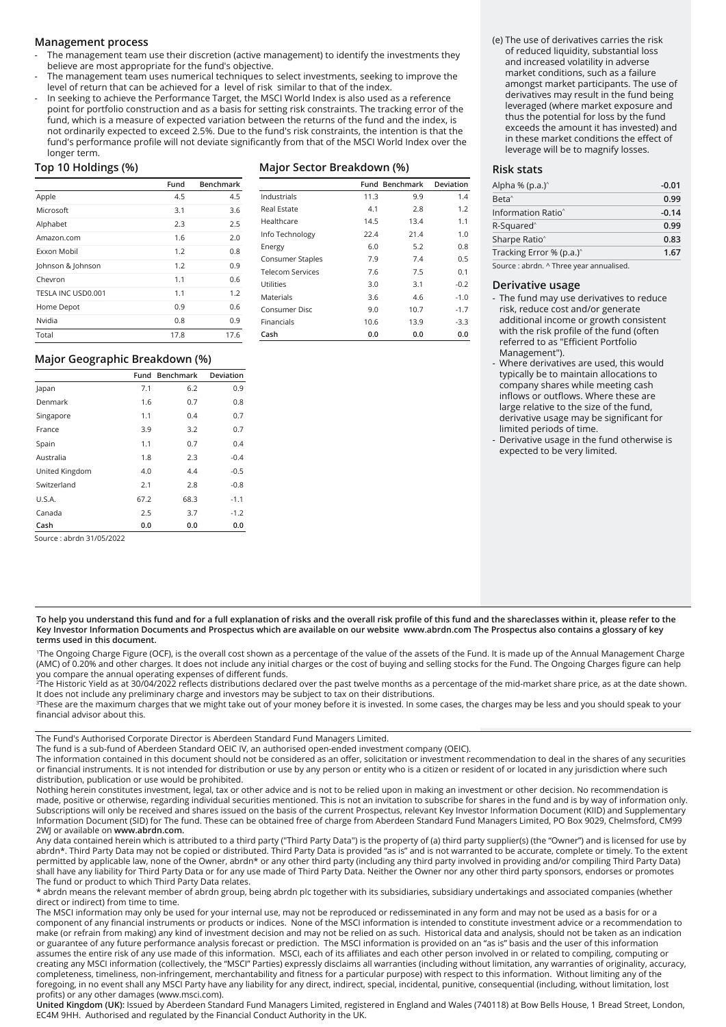## Management process

- The management team use their discretion (active management) to identify the investments they believe are most appropriate for the fund's objective.
- The management team uses numerical techniques to select investments, seeking to improve the level of return that can be achieved for a level of risk similar to that of the index.
- In seeking to achieve the Performance Target, the MSCI World Index is also used as a reference point for portfolio construction and as a basis for setting risk constraints. The tracking error of the fund, which is a measure of expected variation between the returns of the fund and the index, is not ordinarily expected to exceed 2.5%. Due to the fund's risk constraints, the intention is that the fund's performance profile will not deviate significantly from that of the MSCI World Index over the longer term.

## Top 10 Holdings (%)

| | Fund | Benchmark |
|---|---|---|
| Apple | 4.5 | 4.5 |
| Microsoft | 3.1 | 3.6 |
| Alphabet | 2.3 | 2.5 |
| Amazon.com | 1.6 | 2.0 |
| Exxon Mobil | 1.2 | 0.8 |
| Johnson & Johnson | 1.2 | 0.9 |
| Chevron | 1.1 | 0.6 |
| TESLA INC USD0.001 | 1.1 | 1.2 |
| Home Depot | 0.9 | 0.6 |
| Nvidia | 0.8 | 0.9 |
| Total | 17.8 | 17.6 |

## Major Sector Breakdown (%)

| | Fund | Benchmark | Deviation |
|---|---|---|---|
| Industrials | 11.3 | 9.9 | 1.4 |
| Real Estate | 4.1 | 2.8 | 1.2 |
| Healthcare | 14.5 | 13.4 | 1.1 |
| Info Technology | 22.4 | 21.4 | 1.0 |
| Energy | 6.0 | 5.2 | 0.8 |
| Consumer Staples | 7.9 | 7.4 | 0.5 |
| Telecom Services | 7.6 | 7.5 | 0.1 |
| Utilities | 3.0 | 3.1 | -0.2 |
| Materials | 3.6 | 4.6 | -1.0 |
| Consumer Disc | 9.0 | 10.7 | -1.7 |
| Financials | 10.6 | 13.9 | -3.3 |
| **Cash** | **0.0** | **0.0** | **0.0** |

## Major Geographic Breakdown (%)

| | Fund | Benchmark | Deviation |
|---|---|---|---|
| Japan | 7.1 | 6.2 | 0.9 |
| Denmark | 1.6 | 0.7 | 0.8 |
| Singapore | 1.1 | 0.4 | 0.7 |
| France | 3.9 | 3.2 | 0.7 |
| Spain | 1.1 | 0.7 | 0.4 |
| Australia | 1.8 | 2.3 | -0.4 |
| United Kingdom | 4.0 | 4.4 | -0.5 |
| Switzerland | 2.1 | 2.8 | -0.8 |
| U.S.A. | 67.2 | 68.3 | -1.1 |
| Canada | 2.5 | 3.7 | -1.2 |
| **Cash** | **0.0** | **0.0** | **0.0** |

Source : abrdn 31/05/2022

(e) The use of derivatives carries the risk of reduced liquidity, substantial loss and increased volatility in adverse market conditions, such as a failure amongst market participants. The use of derivatives may result in the fund being leveraged (where market exposure and thus the potential for loss by the fund exceeds the amount it has invested) and in these market conditions the effect of leverage will be to magnify losses.

## Risk stats

| | |
|---|---|
| Alpha % (p.a.)^ | **-0.01** |
| Beta^ | **0.99** |
| Information Ratio^ | **-0.14** |
| R-Squared^ | **0.99** |
| Sharpe Ratio^ | **0.83** |
| Tracking Error % (p.a.)^ | **1.67** |

Source : abrdn. ^ Three year annualised.

## Derivative usage

- The fund may use derivatives to reduce risk, reduce cost and/or generate additional income or growth consistent with the risk profile of the fund (often referred to as "Efficient Portfolio Management").
- Where derivatives are used, this would typically be to maintain allocations to company shares while meeting cash inflows or outflows. Where these are large relative to the size of the fund, derivative usage may be significant for limited periods of time.
- Derivative usage in the fund otherwise is expected to be very limited.

**To help you understand this fund and for a full explanation of risks and the overall risk profile of this fund and the shareclasses within it, please refer to the Key Investor Information Documents and Prospectus which are available on our website www.abrdn.com The Prospectus also contains a glossary of key terms used in this document.**

[1]The Ongoing Charge Figure (OCF), is the overall cost shown as a percentage of the value of the assets of the Fund. It is made up of the Annual Management Charge (AMC) of 0.20% and other charges. It does not include any initial charges or the cost of buying and selling stocks for the Fund. The Ongoing Charges figure can help you compare the annual operating expenses of different funds.

[2]The Historic Yield as at 30/04/2022 reflects distributions declared over the past twelve months as a percentage of the mid-market share price, as at the date shown. It does not include any preliminary charge and investors may be subject to tax on their distributions.

[3]These are the maximum charges that we might take out of your money before it is invested. In some cases, the charges may be less and you should speak to your financial advisor about this.

The Fund's Authorised Corporate Director is Aberdeen Standard Fund Managers Limited.

The fund is a sub-fund of Aberdeen Standard OEIC IV, an authorised open-ended investment company (OEIC).

The information contained in this document should not be considered as an offer, solicitation or investment recommendation to deal in the shares of any securities or financial instruments. It is not intended for distribution or use by any person or entity who is a citizen or resident of or located in any jurisdiction where such distribution, publication or use would be prohibited.

Nothing herein constitutes investment, legal, tax or other advice and is not to be relied upon in making an investment or other decision. No recommendation is made, positive or otherwise, regarding individual securities mentioned. This is not an invitation to subscribe for shares in the fund and is by way of information only. Subscriptions will only be received and shares issued on the basis of the current Prospectus, relevant Key Investor Information Document (KIID) and Supplementary Information Document (SID) for the fund. These can be obtained free of charge from Aberdeen Standard Fund Managers Limited, PO Box 9029, Chelmsford, CM99 2WJ or available on **www.abrdn.com.**

Any data contained herein which is attributed to a third party ("Third Party Data") is the property of (a) third party supplier(s) (the "Owner") and is licensed for use by abrdn*. Third Party Data may not be copied or distributed. Third Party Data is provided "as is" and is not warranted to be accurate, complete or timely. To the extent permitted by applicable law, none of the Owner, abrdn* or any other third party (including any third party involved in providing and/or compiling Third Party Data) shall have any liability for Third Party Data or for any use made of Third Party Data. Neither the Owner nor any other third party sponsors, endorses or promotes The fund or product to which Third Party Data relates.

* abrdn means the relevant member of abrdn group, being abrdn plc together with its subsidiaries, subsidiary undertakings and associated companies (whether direct or indirect) from time to time.

The MSCI information may only be used for your internal use, may not be reproduced or redisseminated in any form and may not be used as a basis for or a component of any financial instruments or products or indices. None of the MSCI information is intended to constitute investment advice or a recommendation to make (or refrain from making) any kind of investment decision and may not be relied on as such. Historical data and analysis, should not be taken as an indication or guarantee of any future performance analysis forecast or prediction. The MSCI information is provided on an "as is" basis and the user of this information assumes the entire risk of any use made of this information. MSCI, each of its affiliates and each other person involved in or related to compiling, computing or creating any MSCI information (collectively, the "MSCI" Parties) expressly disclaims all warranties (including without limitation, any warranties of originality, accuracy, completeness, timeliness, non-infringement, merchantability and fitness for a particular purpose) with respect to this information. Without limiting any of the foregoing, in no event shall any MSCI Party have any liability for any direct, indirect, special, incidental, punitive, consequential (including, without limitation, lost profits) or any other damages (www.msci.com).

**United Kingdom (UK):** Issued by Aberdeen Standard Fund Managers Limited, registered in England and Wales (740118) at Bow Bells House, 1 Bread Street, London, EC4M 9HH. Authorised and regulated by the Financial Conduct Authority in the UK.